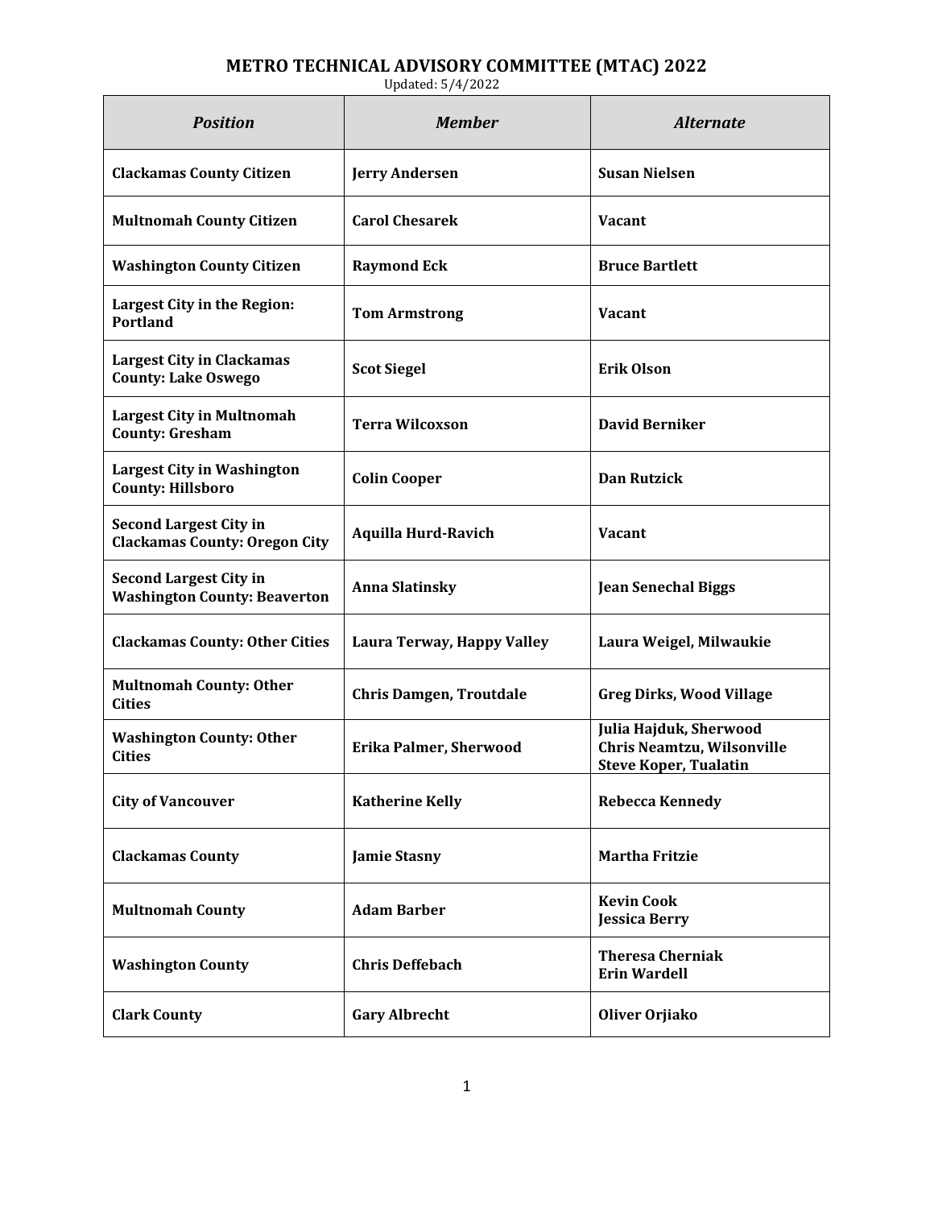# METRO TECHNICAL ADVISORY COMMITTEE (MTAC) 2022

Updated: 5/4/2022

| *Position* | *Member* | *Alternate* |
|---|---|---|
| **Clackamas County Citizen** | **Jerry Andersen** | **Susan Nielsen** |
| **Multnomah County Citizen** | **Carol Chesarek** | **Vacant** |
| **Washington County Citizen** | **Raymond Eck** | **Bruce Bartlett** |
| **Largest City in the Region: Portland** | **Tom Armstrong** | **Vacant** |
| **Largest City in Clackamas County: Lake Oswego** | **Scot Siegel** | **Erik Olson** |
| **Largest City in Multnomah County: Gresham** | **Terra Wilcoxson** | **David Berniker** |
| **Largest City in Washington County: Hillsboro** | **Colin Cooper** | **Dan Rutzick** |
| **Second Largest City in Clackamas County: Oregon City** | **Aquilla Hurd-Ravich** | **Vacant** |
| **Second Largest City in Washington County: Beaverton** | **Anna Slatinsky** | **Jean Senechal Biggs** |
| **Clackamas County: Other Cities** | **Laura Terway, Happy Valley** | **Laura Weigel, Milwaukie** |
| **Multnomah County: Other Cities** | **Chris Damgen, Troutdale** | **Greg Dirks, Wood Village** |
| **Washington County: Other Cities** | **Erika Palmer, Sherwood** | **Julia Hajduk, Sherwood**<br>**Chris Neamtzu, Wilsonville**<br>**Steve Koper, Tualatin** |
| **City of Vancouver** | **Katherine Kelly** | **Rebecca Kennedy** |
| **Clackamas County** | **Jamie Stasny** | **Martha Fritzie** |
| **Multnomah County** | **Adam Barber** | **Kevin Cook**<br>**Jessica Berry** |
| **Washington County** | **Chris Deffebach** | **Theresa Cherniak**<br>**Erin Wardell** |
| **Clark County** | **Gary Albrecht** | **Oliver Orjiako** |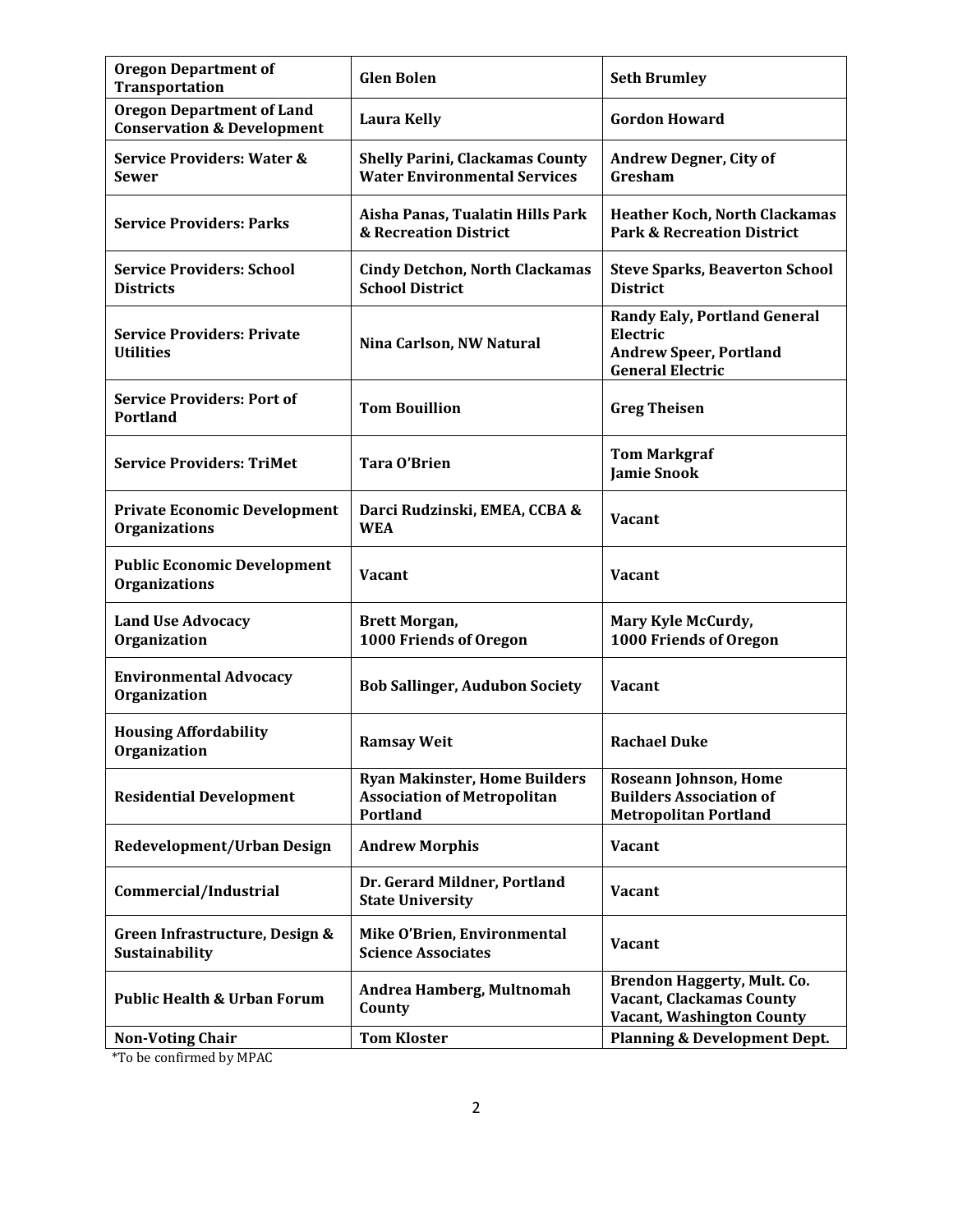| | | |
|---|---|---|
| **Oregon Department of Transportation** | **Glen Bolen** | **Seth Brumley** |
| **Oregon Department of Land Conservation & Development** | **Laura Kelly** | **Gordon Howard** |
| **Service Providers: Water & Sewer** | **Shelly Parini, Clackamas County Water Environmental Services** | **Andrew Degner, City of Gresham** |
| **Service Providers: Parks** | **Aisha Panas, Tualatin Hills Park & Recreation District** | **Heather Koch, North Clackamas Park & Recreation District** |
| **Service Providers: School Districts** | **Cindy Detchon, North Clackamas School District** | **Steve Sparks, Beaverton School District** |
| **Service Providers: Private Utilities** | **Nina Carlson, NW Natural** | **Randy Ealy, Portland General Electric**<br>**Andrew Speer, Portland General Electric** |
| **Service Providers: Port of Portland** | **Tom Bouillion** | **Greg Theisen** |
| **Service Providers: TriMet** | **Tara O'Brien** | **Tom Markgraf**<br>**Jamie Snook** |
| **Private Economic Development Organizations** | **Darci Rudzinski, EMEA, CCBA & WEA** | **Vacant** |
| **Public Economic Development Organizations** | **Vacant** | **Vacant** |
| **Land Use Advocacy Organization** | **Brett Morgan, 1000 Friends of Oregon** | **Mary Kyle McCurdy, 1000 Friends of Oregon** |
| **Environmental Advocacy Organization** | **Bob Sallinger, Audubon Society** | **Vacant** |
| **Housing Affordability Organization** | **Ramsay Weit** | **Rachael Duke** |
| **Residential Development** | **Ryan Makinster, Home Builders Association of Metropolitan Portland** | **Roseann Johnson, Home Builders Association of Metropolitan Portland** |
| **Redevelopment/Urban Design** | **Andrew Morphis** | **Vacant** |
| **Commercial/Industrial** | **Dr. Gerard Mildner, Portland State University** | **Vacant** |
| **Green Infrastructure, Design & Sustainability** | **Mike O'Brien, Environmental Science Associates** | **Vacant** |
| **Public Health & Urban Forum** | **Andrea Hamberg, Multnomah County** | **Brendon Haggerty, Mult. Co.**<br>**Vacant, Clackamas County**<br>**Vacant, Washington County** |
| **Non-Voting Chair** | **Tom Kloster** | **Planning & Development Dept.** |

*To be confirmed by MPAC